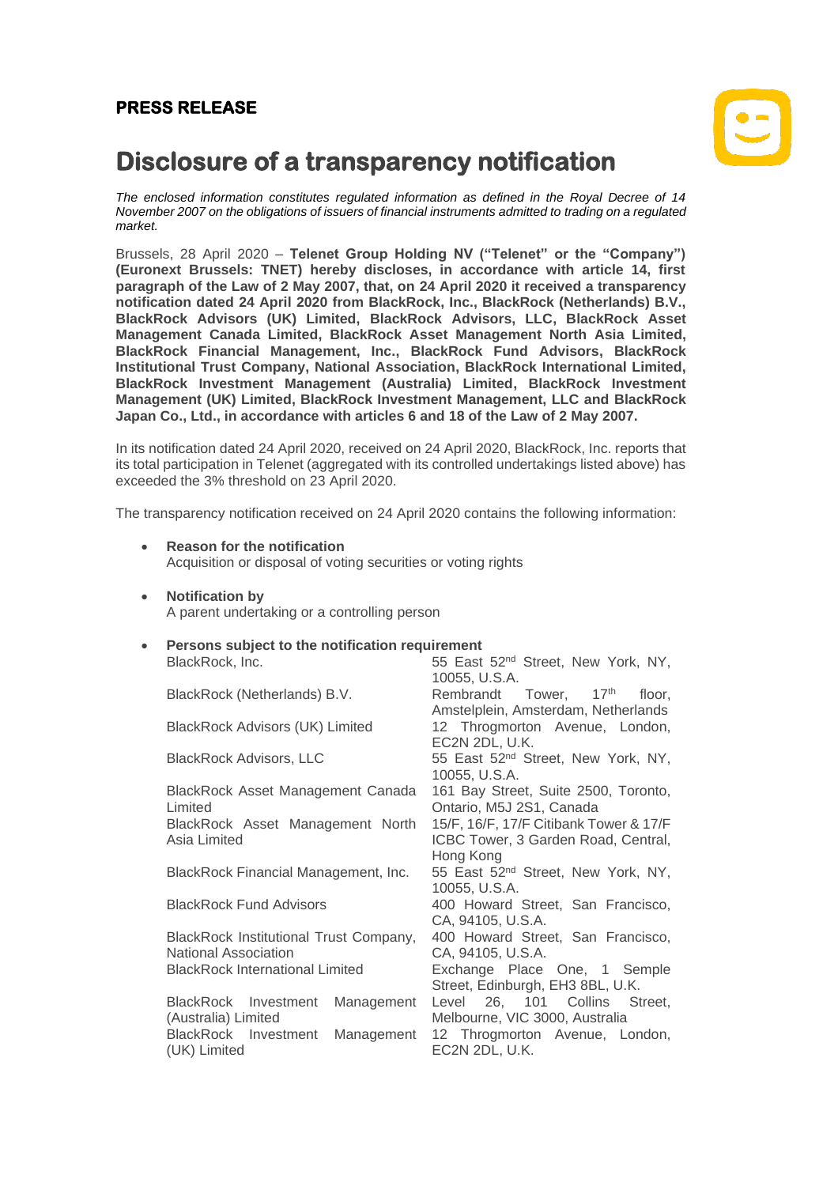**PRESS RELEASE**

# Disclosure of a transparency notification

*The enclosed information constitutes regulated information as defined in the Royal Decree of 14 November 2007 on the obligations of issuers of financial instruments admitted to trading on a regulated market.*

Brussels, 28 April 2020 – **Telenet Group Holding NV ("Telenet" or the "Company") (Euronext Brussels: TNET) hereby discloses, in accordance with article 14, first paragraph of the Law of 2 May 2007, that, on 24 April 2020 it received a transparency notification dated 24 April 2020 from BlackRock, Inc., BlackRock (Netherlands) B.V., BlackRock Advisors (UK) Limited, BlackRock Advisors, LLC, BlackRock Asset Management Canada Limited, BlackRock Asset Management North Asia Limited, BlackRock Financial Management, Inc., BlackRock Fund Advisors, BlackRock Institutional Trust Company, National Association, BlackRock International Limited, BlackRock Investment Management (Australia) Limited, BlackRock Investment Management (UK) Limited, BlackRock Investment Management, LLC and BlackRock Japan Co., Ltd., in accordance with articles 6 and 18 of the Law of 2 May 2007.**

In its notification dated 24 April 2020, received on 24 April 2020, BlackRock, Inc. reports that its total participation in Telenet (aggregated with its controlled undertakings listed above) has exceeded the 3% threshold on 23 April 2020.

The transparency notification received on 24 April 2020 contains the following information:

- **Reason for the notification**
  Acquisition or disposal of voting securities or voting rights

- **Notification by**
  A parent undertaking or a controlling person

- **Persons subject to the notification requirement**

| | |
|---|---|
| BlackRock, Inc. | 55 East 52nd Street, New York, NY, 10055, U.S.A. |
| BlackRock (Netherlands) B.V. | Rembrandt Tower, 17th floor, Amstelplein, Amsterdam, Netherlands |
| BlackRock Advisors (UK) Limited | 12 Throgmorton Avenue, London, EC2N 2DL, U.K. |
| BlackRock Advisors, LLC | 55 East 52nd Street, New York, NY, 10055, U.S.A. |
| BlackRock Asset Management Canada Limited | 161 Bay Street, Suite 2500, Toronto, Ontario, M5J 2S1, Canada |
| BlackRock Asset Management North Asia Limited | 15/F, 16/F, 17/F Citibank Tower & 17/F ICBC Tower, 3 Garden Road, Central, Hong Kong |
| BlackRock Financial Management, Inc. | 55 East 52nd Street, New York, NY, 10055, U.S.A. |
| BlackRock Fund Advisors | 400 Howard Street, San Francisco, CA, 94105, U.S.A. |
| BlackRock Institutional Trust Company, National Association | 400 Howard Street, San Francisco, CA, 94105, U.S.A. |
| BlackRock International Limited | Exchange Place One, 1 Semple Street, Edinburgh, EH3 8BL, U.K. |
| BlackRock Investment Management (Australia) Limited | Level 26, 101 Collins Street, Melbourne, VIC 3000, Australia |
| BlackRock Investment Management (UK) Limited | 12 Throgmorton Avenue, London, EC2N 2DL, U.K. |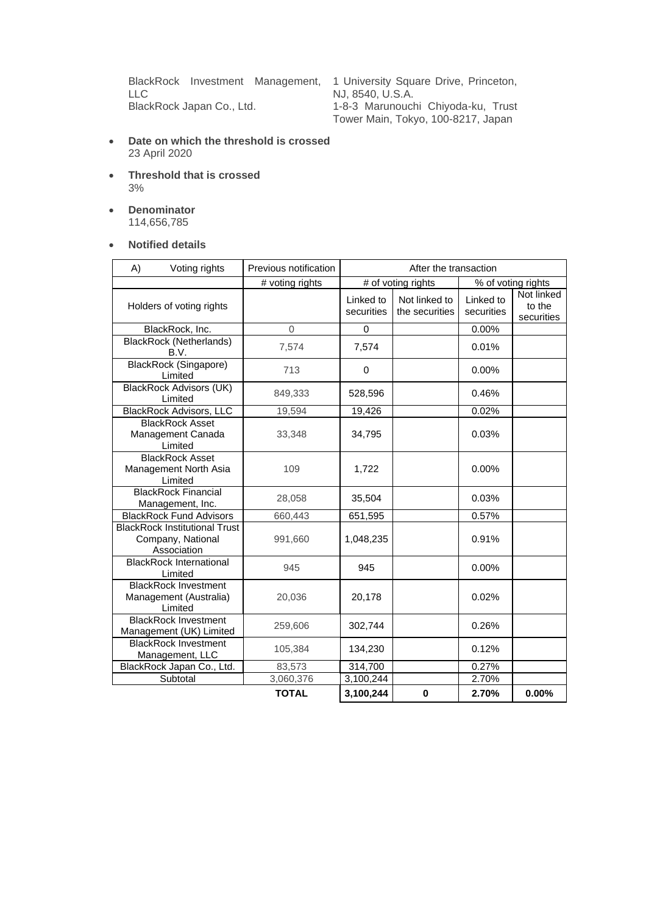| | |
|---|---|
| BlackRock Investment Management, LLC | 1 University Square Drive, Princeton, NJ, 8540, U.S.A. |
| BlackRock Japan Co., Ltd. | 1-8-3 Marunouchi Chiyoda-ku, Trust Tower Main, Tokyo, 100-8217, Japan |

- **Date on which the threshold is crossed**
  23 April 2020
- **Threshold that is crossed**
  3%
- **Denominator**
  114,656,785
- **Notified details**

| A) Voting rights | Previous notification | After the transaction | | | |
|---|---|---|---|---|---|
| | # voting rights | # of voting rights | | % of voting rights | |
| Holders of voting rights | | Linked to securities | Not linked to the securities | Linked to securities | Not linked to the securities |
| BlackRock, Inc. | 0 | 0 | | 0.00% | |
| BlackRock (Netherlands) B.V. | 7,574 | 7,574 | | 0.01% | |
| BlackRock (Singapore) Limited | 713 | 0 | | 0.00% | |
| BlackRock Advisors (UK) Limited | 849,333 | 528,596 | | 0.46% | |
| BlackRock Advisors, LLC | 19,594 | 19,426 | | 0.02% | |
| BlackRock Asset Management Canada Limited | 33,348 | 34,795 | | 0.03% | |
| BlackRock Asset Management North Asia Limited | 109 | 1,722 | | 0.00% | |
| BlackRock Financial Management, Inc. | 28,058 | 35,504 | | 0.03% | |
| BlackRock Fund Advisors | 660,443 | 651,595 | | 0.57% | |
| BlackRock Institutional Trust Company, National Association | 991,660 | 1,048,235 | | 0.91% | |
| BlackRock International Limited | 945 | 945 | | 0.00% | |
| BlackRock Investment Management (Australia) Limited | 20,036 | 20,178 | | 0.02% | |
| BlackRock Investment Management (UK) Limited | 259,606 | 302,744 | | 0.26% | |
| BlackRock Investment Management, LLC | 105,384 | 134,230 | | 0.12% | |
| BlackRock Japan Co., Ltd. | 83,573 | 314,700 | | 0.27% | |
| Subtotal | 3,060,376 | 3,100,244 | | 2.70% | |
| | **TOTAL** | **3,100,244** | **0** | **2.70%** | **0.00%** |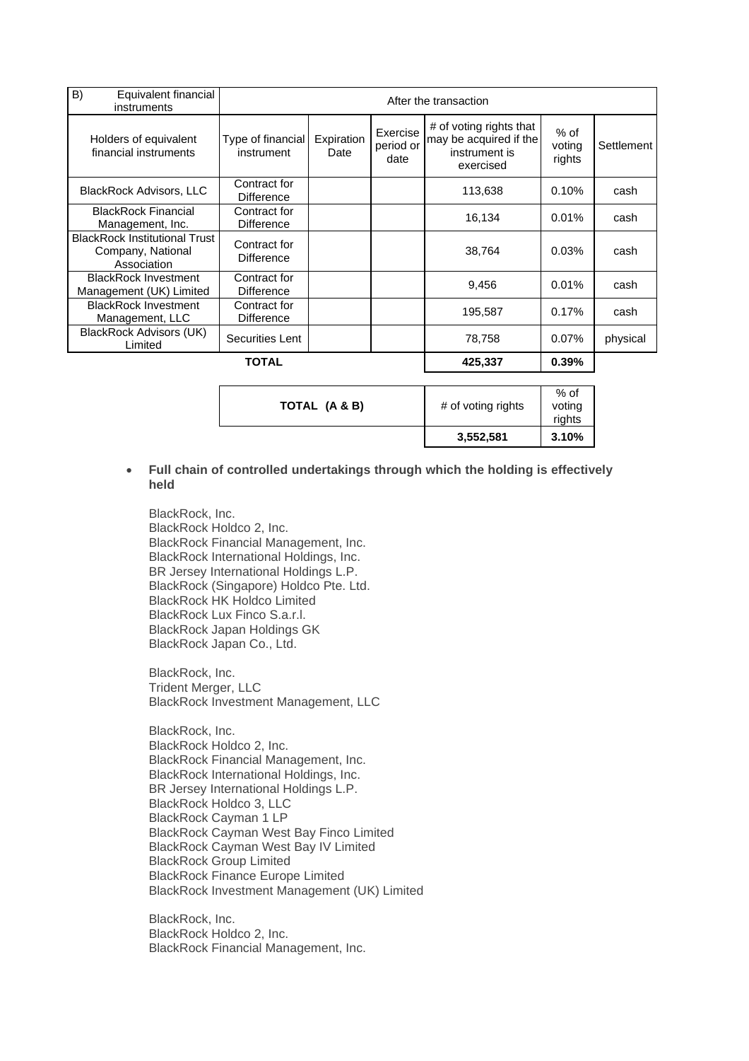| B) Equivalent financial instruments | After the transaction | | | | | |
|---|---|---|---|---|---|---|
| Holders of equivalent financial instruments | Type of financial instrument | Expiration Date | Exercise period or date | # of voting rights that may be acquired if the instrument is exercised | % of voting rights | Settlement |
| BlackRock Advisors, LLC | Contract for Difference | | | 113,638 | 0.10% | cash |
| BlackRock Financial Management, Inc. | Contract for Difference | | | 16,134 | 0.01% | cash |
| BlackRock Institutional Trust Company, National Association | Contract for Difference | | | 38,764 | 0.03% | cash |
| BlackRock Investment Management (UK) Limited | Contract for Difference | | | 9,456 | 0.01% | cash |
| BlackRock Investment Management, LLC | Contract for Difference | | | 195,587 | 0.17% | cash |
| BlackRock Advisors (UK) Limited | Securities Lent | | | 78,758 | 0.07% | physical |
| **TOTAL** | | | | **425,337** | **0.39%** | |

| TOTAL (A & B) | # of voting rights | % of voting rights |
|---|---|---|
| | **3,552,581** | **3.10%** |

- **Full chain of controlled undertakings through which the holding is effectively held**

BlackRock, Inc.
BlackRock Holdco 2, Inc.
BlackRock Financial Management, Inc.
BlackRock International Holdings, Inc.
BR Jersey International Holdings L.P.
BlackRock (Singapore) Holdco Pte. Ltd.
BlackRock HK Holdco Limited
BlackRock Lux Finco S.a.r.l.
BlackRock Japan Holdings GK
BlackRock Japan Co., Ltd.

BlackRock, Inc.
Trident Merger, LLC
BlackRock Investment Management, LLC

BlackRock, Inc.
BlackRock Holdco 2, Inc.
BlackRock Financial Management, Inc.
BlackRock International Holdings, Inc.
BR Jersey International Holdings L.P.
BlackRock Holdco 3, LLC
BlackRock Cayman 1 LP
BlackRock Cayman West Bay Finco Limited
BlackRock Cayman West Bay IV Limited
BlackRock Group Limited
BlackRock Finance Europe Limited
BlackRock Investment Management (UK) Limited

BlackRock, Inc.
BlackRock Holdco 2, Inc.
BlackRock Financial Management, Inc.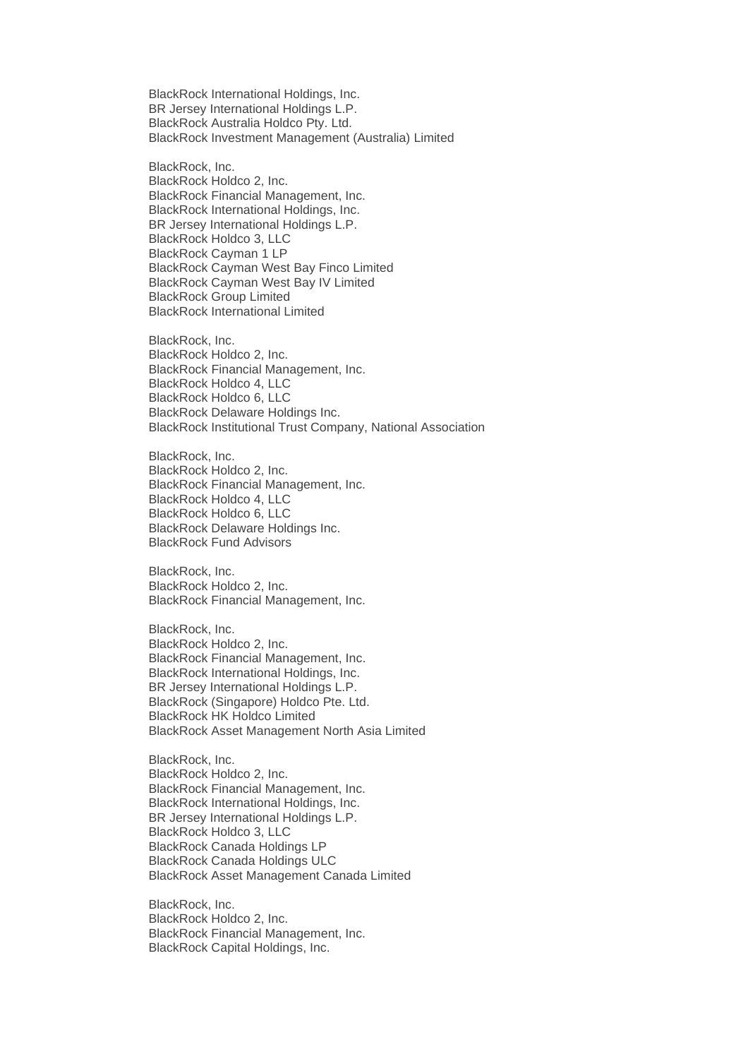BlackRock International Holdings, Inc.
BR Jersey International Holdings L.P.
BlackRock Australia Holdco Pty. Ltd.
BlackRock Investment Management (Australia) Limited

BlackRock, Inc.
BlackRock Holdco 2, Inc.
BlackRock Financial Management, Inc.
BlackRock International Holdings, Inc.
BR Jersey International Holdings L.P.
BlackRock Holdco 3, LLC
BlackRock Cayman 1 LP
BlackRock Cayman West Bay Finco Limited
BlackRock Cayman West Bay IV Limited
BlackRock Group Limited
BlackRock International Limited

BlackRock, Inc.
BlackRock Holdco 2, Inc.
BlackRock Financial Management, Inc.
BlackRock Holdco 4, LLC
BlackRock Holdco 6, LLC
BlackRock Delaware Holdings Inc.
BlackRock Institutional Trust Company, National Association

BlackRock, Inc.
BlackRock Holdco 2, Inc.
BlackRock Financial Management, Inc.
BlackRock Holdco 4, LLC
BlackRock Holdco 6, LLC
BlackRock Delaware Holdings Inc.
BlackRock Fund Advisors

BlackRock, Inc.
BlackRock Holdco 2, Inc.
BlackRock Financial Management, Inc.

BlackRock, Inc.
BlackRock Holdco 2, Inc.
BlackRock Financial Management, Inc.
BlackRock International Holdings, Inc.
BR Jersey International Holdings L.P.
BlackRock (Singapore) Holdco Pte. Ltd.
BlackRock HK Holdco Limited
BlackRock Asset Management North Asia Limited

BlackRock, Inc.
BlackRock Holdco 2, Inc.
BlackRock Financial Management, Inc.
BlackRock International Holdings, Inc.
BR Jersey International Holdings L.P.
BlackRock Holdco 3, LLC
BlackRock Canada Holdings LP
BlackRock Canada Holdings ULC
BlackRock Asset Management Canada Limited

BlackRock, Inc.
BlackRock Holdco 2, Inc.
BlackRock Financial Management, Inc.
BlackRock Capital Holdings, Inc.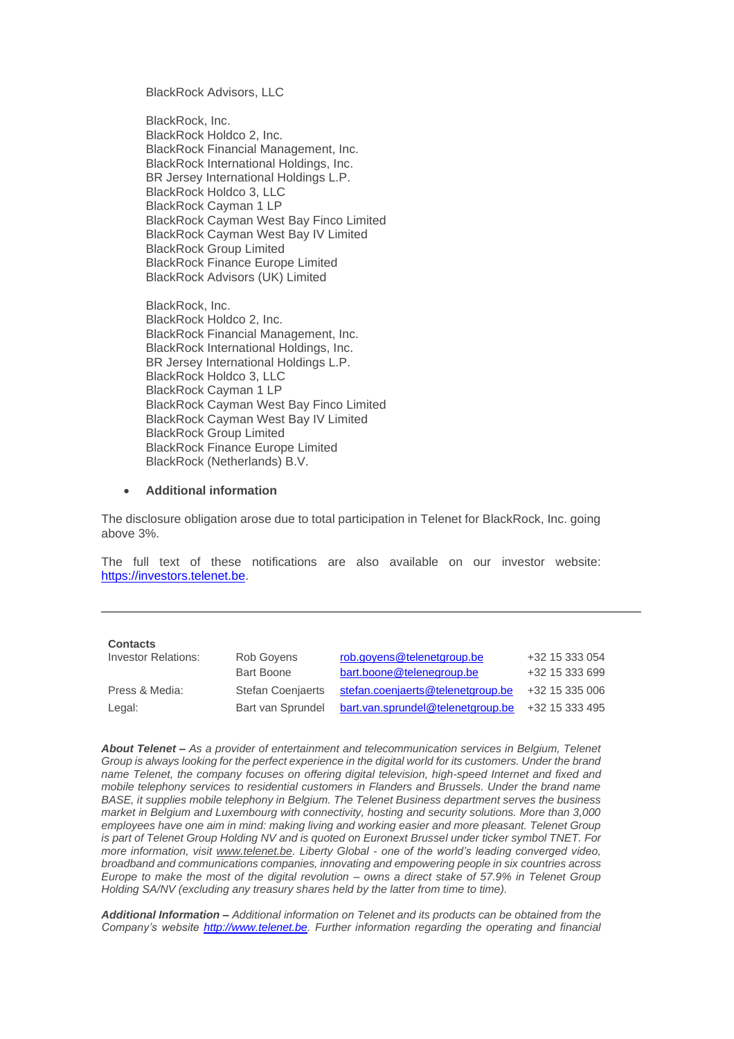BlackRock Advisors, LLC

BlackRock, Inc.
BlackRock Holdco 2, Inc.
BlackRock Financial Management, Inc.
BlackRock International Holdings, Inc.
BR Jersey International Holdings L.P.
BlackRock Holdco 3, LLC
BlackRock Cayman 1 LP
BlackRock Cayman West Bay Finco Limited
BlackRock Cayman West Bay IV Limited
BlackRock Group Limited
BlackRock Finance Europe Limited
BlackRock Advisors (UK) Limited

BlackRock, Inc.
BlackRock Holdco 2, Inc.
BlackRock Financial Management, Inc.
BlackRock International Holdings, Inc.
BR Jersey International Holdings L.P.
BlackRock Holdco 3, LLC
BlackRock Cayman 1 LP
BlackRock Cayman West Bay Finco Limited
BlackRock Cayman West Bay IV Limited
BlackRock Group Limited
BlackRock Finance Europe Limited
BlackRock (Netherlands) B.V.

- **Additional information**

The disclosure obligation arose due to total participation in Telenet for BlackRock, Inc. going above 3%.

The full text of these notifications are also available on our investor website: https://investors.telenet.be.

---

**Contacts**

| | | | |
|---|---|---|---|
| Investor Relations: | Rob Goyens | rob.goyens@telenetgroup.be | +32 15 333 054 |
| | Bart Boone | bart.boone@telenegroup.be | +32 15 333 699 |
| Press & Media: | Stefan Coenjaerts | stefan.coenjaerts@telenetgroup.be | +32 15 335 006 |
| Legal: | Bart van Sprundel | bart.van.sprundel@telenetgroup.be | +32 15 333 495 |

***About Telenet –*** *As a provider of entertainment and telecommunication services in Belgium, Telenet Group is always looking for the perfect experience in the digital world for its customers. Under the brand name Telenet, the company focuses on offering digital television, high-speed Internet and fixed and mobile telephony services to residential customers in Flanders and Brussels. Under the brand name BASE, it supplies mobile telephony in Belgium. The Telenet Business department serves the business market in Belgium and Luxembourg with connectivity, hosting and security solutions. More than 3,000 employees have one aim in mind: making living and working easier and more pleasant. Telenet Group is part of Telenet Group Holding NV and is quoted on Euronext Brussel under ticker symbol TNET. For more information, visit www.telenet.be. Liberty Global - one of the world's leading converged video, broadband and communications companies, innovating and empowering people in six countries across Europe to make the most of the digital revolution – owns a direct stake of 57.9% in Telenet Group Holding SA/NV (excluding any treasury shares held by the latter from time to time).*

***Additional Information –*** *Additional information on Telenet and its products can be obtained from the Company's website http://www.telenet.be. Further information regarding the operating and financial*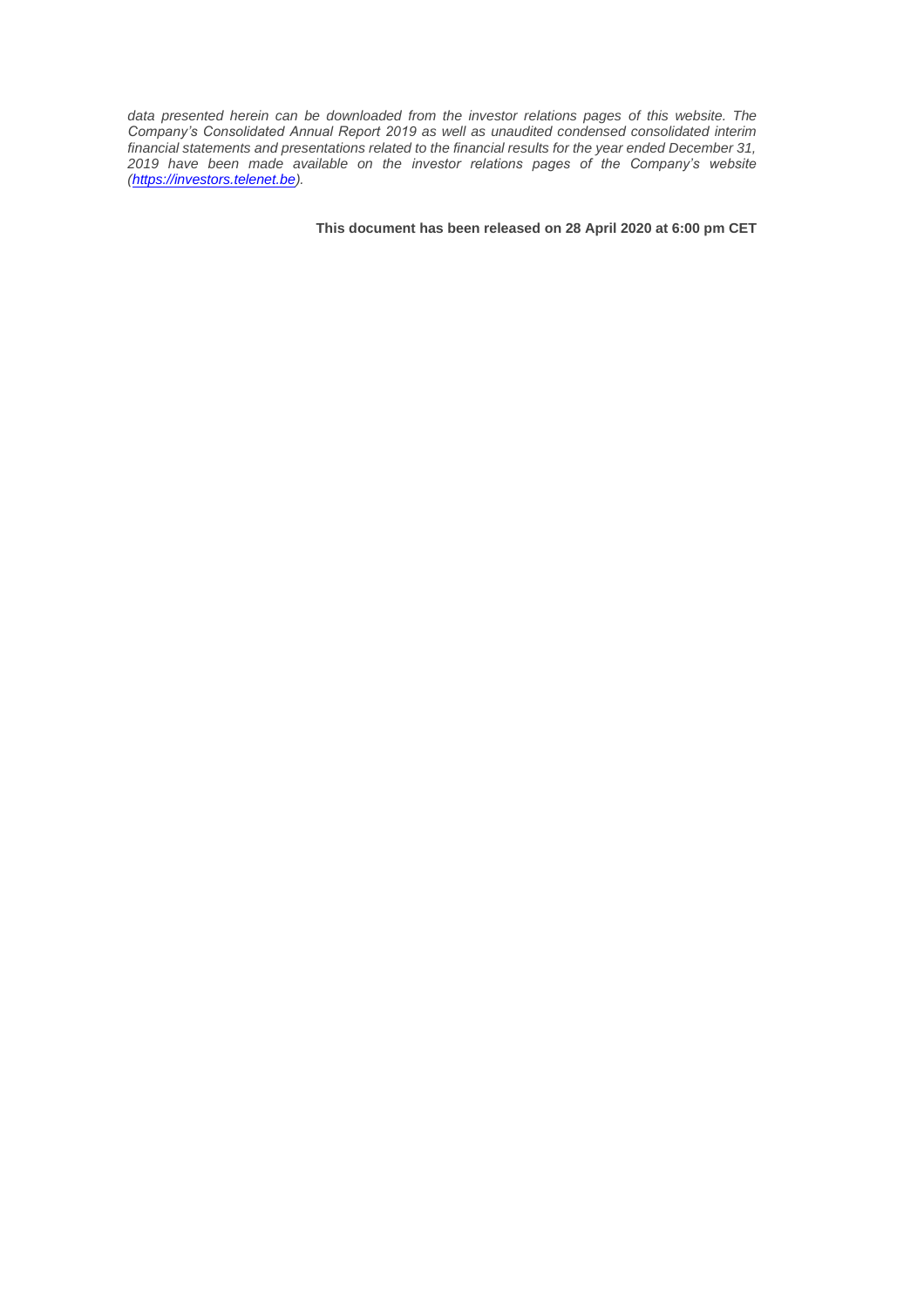*data presented herein can be downloaded from the investor relations pages of this website. The Company's Consolidated Annual Report 2019 as well as unaudited condensed consolidated interim financial statements and presentations related to the financial results for the year ended December 31, 2019 have been made available on the investor relations pages of the Company's website ([https://investors.telenet.be](https://investors.telenet.be)).*

**This document has been released on 28 April 2020 at 6:00 pm CET**